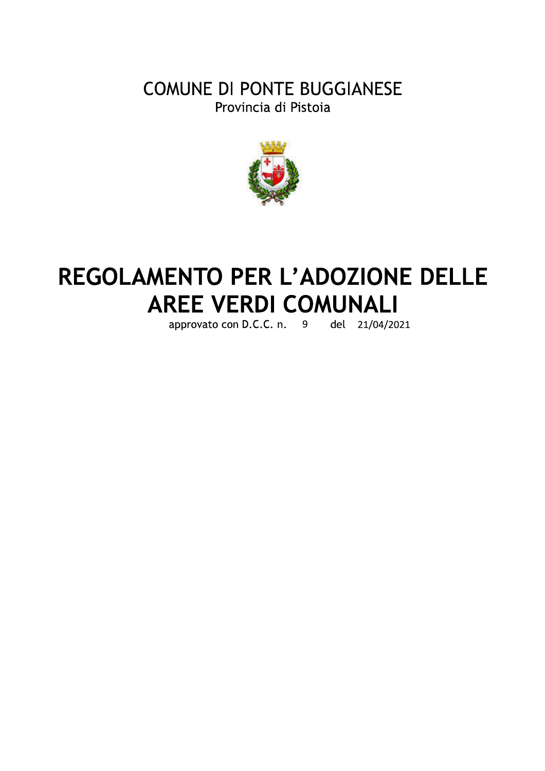COMUNE DI PONTE BUGGIANESE

Provincia di Pistoia

# REGOLAMENTO PER L'ADOZIONE DELLE AREE VERDI COMUNALI

approvato con D.C.C. n. 9 del 21/04/2021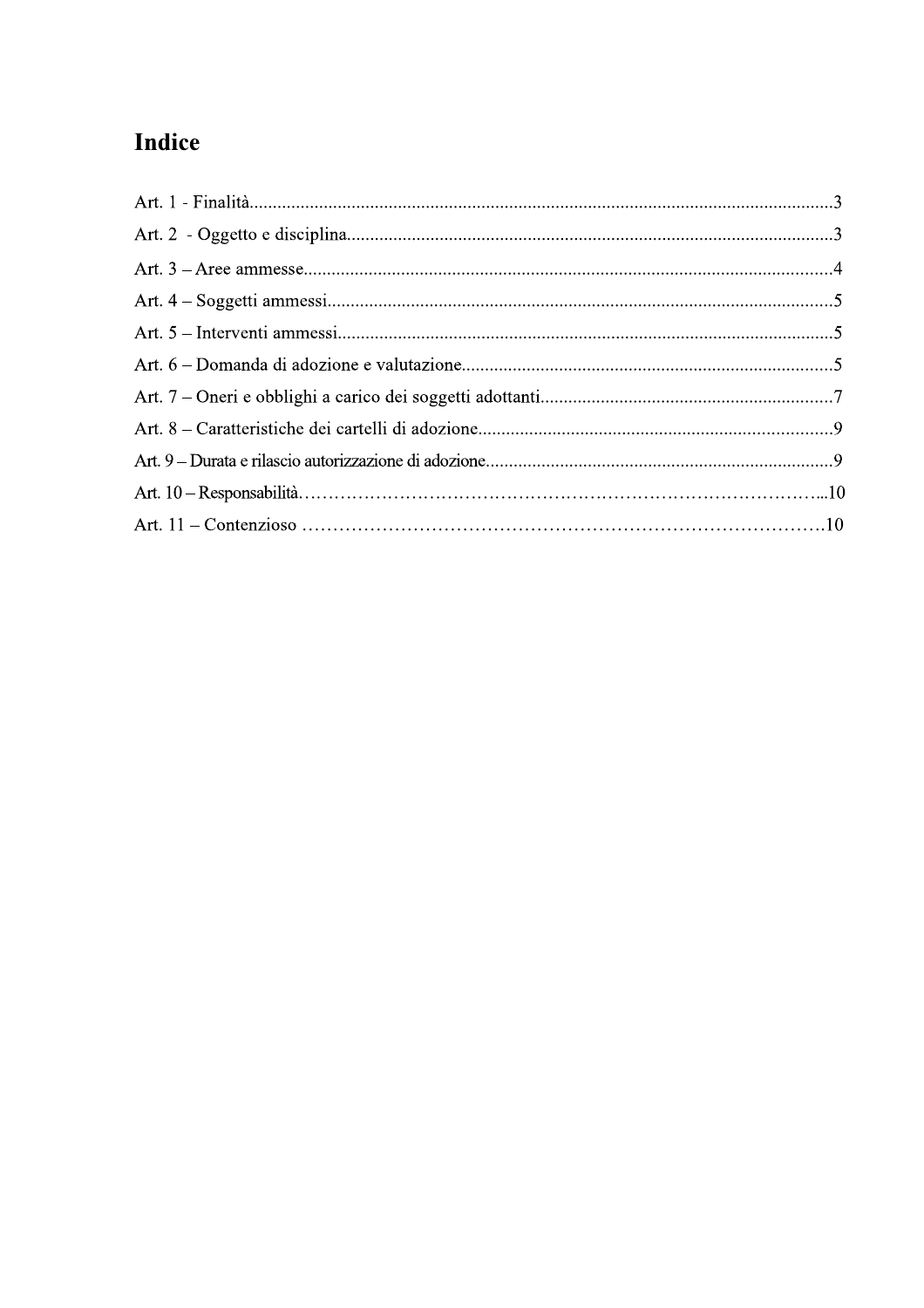# Indice

Art. 1 - Finalità.....................................................................................................................3

Art. 2 - Oggetto e disciplina....................................................................................................3

Art. 3 – Aree ammesse.............................................................................................................4

Art. 4 – Soggetti ammessi........................................................................................................5

Art. 5 – Interventi ammessi......................................................................................................5

Art. 6 – Domanda di adozione e valutazione...........................................................................5

Art. 7 – Oneri e obblighi a carico dei soggetti adottanti..........................................................7

Art. 8 – Caratteristiche dei cartelli di adozione.......................................................................9

Art. 9 – Durata e rilascio autorizzazione di adozione..............................................................9

Art. 10 – Responsabilità……………………………………………………………………...10

Art. 11 – Contenzioso ………………………………………………………………………..10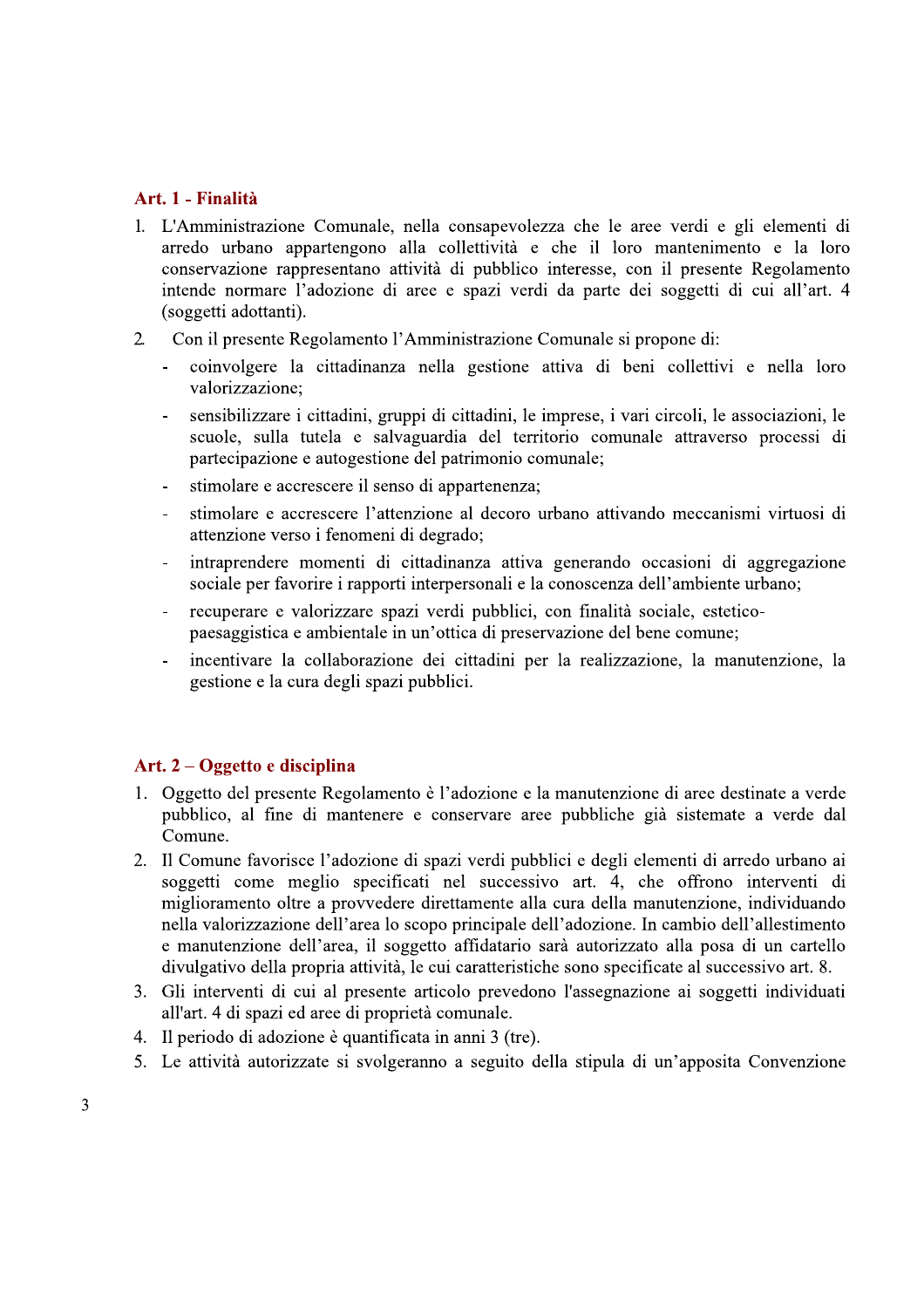## Art. 1 - Finalità

1. L'Amministrazione Comunale, nella consapevolezza che le aree verdi e gli elementi di arredo urbano appartengono alla collettività e che il loro mantenimento e la loro conservazione rappresentano attività di pubblico interesse, con il presente Regolamento intende normare l'adozione di aree e spazi verdi da parte dei soggetti di cui all'art. 4 (soggetti adottanti).
2. Con il presente Regolamento l'Amministrazione Comunale si propone di:
   - coinvolgere la cittadinanza nella gestione attiva di beni collettivi e nella loro valorizzazione;
   - sensibilizzare i cittadini, gruppi di cittadini, le imprese, i vari circoli, le associazioni, le scuole, sulla tutela e salvaguardia del territorio comunale attraverso processi di partecipazione e autogestione del patrimonio comunale;
   - stimolare e accrescere il senso di appartenenza;
   - stimolare e accrescere l'attenzione al decoro urbano attivando meccanismi virtuosi di attenzione verso i fenomeni di degrado;
   - intraprendere momenti di cittadinanza attiva generando occasioni di aggregazione sociale per favorire i rapporti interpersonali e la conoscenza dell'ambiente urbano;
   - recuperare e valorizzare spazi verdi pubblici, con finalità sociale, estetico-paesaggistica e ambientale in un'ottica di preservazione del bene comune;
   - incentivare la collaborazione dei cittadini per la realizzazione, la manutenzione, la gestione e la cura degli spazi pubblici.

## Art. 2 – Oggetto e disciplina

1. Oggetto del presente Regolamento è l'adozione e la manutenzione di aree destinate a verde pubblico, al fine di mantenere e conservare aree pubbliche già sistemate a verde dal Comune.
2. Il Comune favorisce l'adozione di spazi verdi pubblici e degli elementi di arredo urbano ai soggetti come meglio specificati nel successivo art. 4, che offrono interventi di miglioramento oltre a provvedere direttamente alla cura della manutenzione, individuando nella valorizzazione dell'area lo scopo principale dell'adozione. In cambio dell'allestimento e manutenzione dell'area, il soggetto affidatario sarà autorizzato alla posa di un cartello divulgativo della propria attività, le cui caratteristiche sono specificate al successivo art. 8.
3. Gli interventi di cui al presente articolo prevedono l'assegnazione ai soggetti individuati all'art. 4 di spazi ed aree di proprietà comunale.
4. Il periodo di adozione è quantificata in anni 3 (tre).
5. Le attività autorizzate si svolgeranno a seguito della stipula di un'apposita Convenzione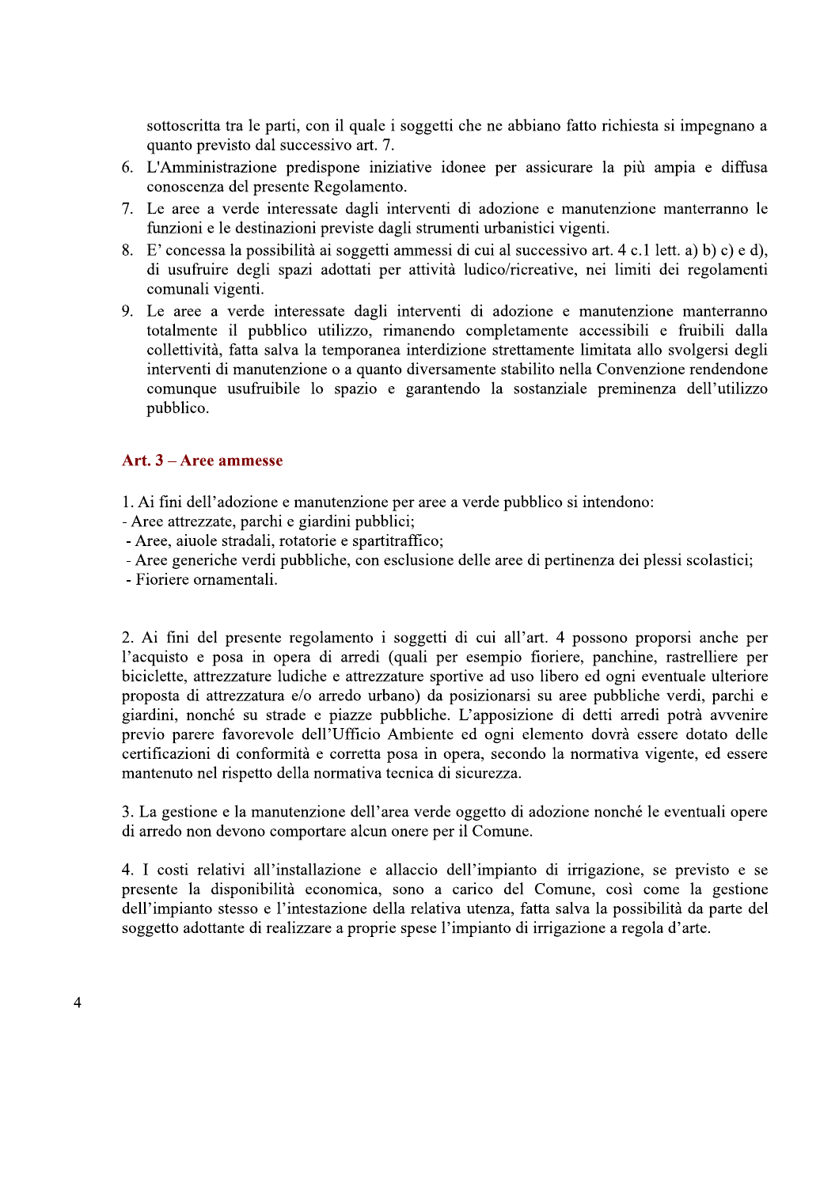sottoscritta tra le parti, con il quale i soggetti che ne abbiano fatto richiesta si impegnano a quanto previsto dal successivo art. 7.

6. L'Amministrazione predispone iniziative idonee per assicurare la più ampia e diffusa conoscenza del presente Regolamento.
7. Le aree a verde interessate dagli interventi di adozione e manutenzione manterranno le funzioni e le destinazioni previste dagli strumenti urbanistici vigenti.
8. E' concessa la possibilità ai soggetti ammessi di cui al successivo art. 4 c.1 lett. a) b) c) e d), di usufruire degli spazi adottati per attività ludico/ricreative, nei limiti dei regolamenti comunali vigenti.
9. Le aree a verde interessate dagli interventi di adozione e manutenzione manterranno totalmente il pubblico utilizzo, rimanendo completamente accessibili e fruibili dalla collettività, fatta salva la temporanea interdizione strettamente limitata allo svolgersi degli interventi di manutenzione o a quanto diversamente stabilito nella Convenzione rendendone comunque usufruibile lo spazio e garantendo la sostanziale preminenza dell'utilizzo pubblico.

## Art. 3 – Aree ammesse

1. Ai fini dell'adozione e manutenzione per aree a verde pubblico si intendono:
- Aree attrezzate, parchi e giardini pubblici;
- Aree, aiuole stradali, rotatorie e spartitraffico;
- Aree generiche verdi pubbliche, con esclusione delle aree di pertinenza dei plessi scolastici;
- Fioriere ornamentali.

2. Ai fini del presente regolamento i soggetti di cui all'art. 4 possono proporsi anche per l'acquisto e posa in opera di arredi (quali per esempio fioriere, panchine, rastrelliere per biciclette, attrezzature ludiche e attrezzature sportive ad uso libero ed ogni eventuale ulteriore proposta di attrezzatura e/o arredo urbano) da posizionarsi su aree pubbliche verdi, parchi e giardini, nonché su strade e piazze pubbliche. L'apposizione di detti arredi potrà avvenire previo parere favorevole dell'Ufficio Ambiente ed ogni elemento dovrà essere dotato delle certificazioni di conformità e corretta posa in opera, secondo la normativa vigente, ed essere mantenuto nel rispetto della normativa tecnica di sicurezza.

3. La gestione e la manutenzione dell'area verde oggetto di adozione nonché le eventuali opere di arredo non devono comportare alcun onere per il Comune.

4. I costi relativi all'installazione e allaccio dell'impianto di irrigazione, se previsto e se presente la disponibilità economica, sono a carico del Comune, così come la gestione dell'impianto stesso e l'intestazione della relativa utenza, fatta salva la possibilità da parte del soggetto adottante di realizzare a proprie spese l'impianto di irrigazione a regola d'arte.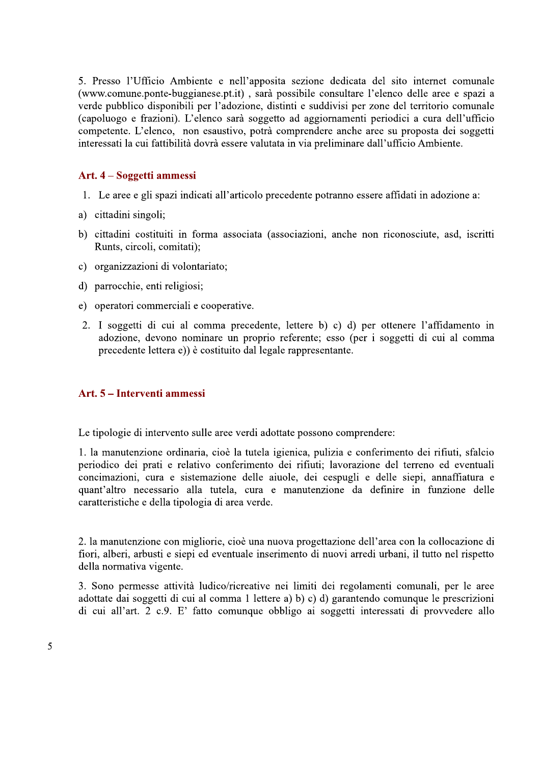5. Presso l'Ufficio Ambiente e nell'apposita sezione dedicata del sito internet comunale (www.comune.ponte-buggianese.pt.it) , sarà possibile consultare l'elenco delle aree e spazi a verde pubblico disponibili per l'adozione, distinti e suddivisi per zone del territorio comunale (capoluogo e frazioni). L'elenco sarà soggetto ad aggiornamenti periodici a cura dell'ufficio competente. L'elenco, non esaustivo, potrà comprendere anche aree su proposta dei soggetti interessati la cui fattibilità dovrà essere valutata in via preliminare dall'ufficio Ambiente.

## Art. 4 – Soggetti ammessi

1. Le aree e gli spazi indicati all'articolo precedente potranno essere affidati in adozione a:

a) cittadini singoli;

b) cittadini costituiti in forma associata (associazioni, anche non riconosciute, asd, iscritti Runts, circoli, comitati);

c) organizzazioni di volontariato;

d) parrocchie, enti religiosi;

e) operatori commerciali e cooperative.

2. I soggetti di cui al comma precedente, lettere b) c) d) per ottenere l'affidamento in adozione, devono nominare un proprio referente; esso (per i soggetti di cui al comma precedente lettera e)) è costituito dal legale rappresentante.

## Art. 5 – Interventi ammessi

Le tipologie di intervento sulle aree verdi adottate possono comprendere:

1. la manutenzione ordinaria, cioè la tutela igienica, pulizia e conferimento dei rifiuti, sfalcio periodico dei prati e relativo conferimento dei rifiuti; lavorazione del terreno ed eventuali concimazioni, cura e sistemazione delle aiuole, dei cespugli e delle siepi, annaffiatura e quant'altro necessario alla tutela, cura e manutenzione da definire in funzione delle caratteristiche e della tipologia di area verde.

2. la manutenzione con migliorie, cioè una nuova progettazione dell'area con la collocazione di fiori, alberi, arbusti e siepi ed eventuale inserimento di nuovi arredi urbani, il tutto nel rispetto della normativa vigente.

3. Sono permesse attività ludico/ricreative nei limiti dei regolamenti comunali, per le aree adottate dai soggetti di cui al comma 1 lettere a) b) c) d) garantendo comunque le prescrizioni di cui all'art. 2 c.9. E' fatto comunque obbligo ai soggetti interessati di provvedere allo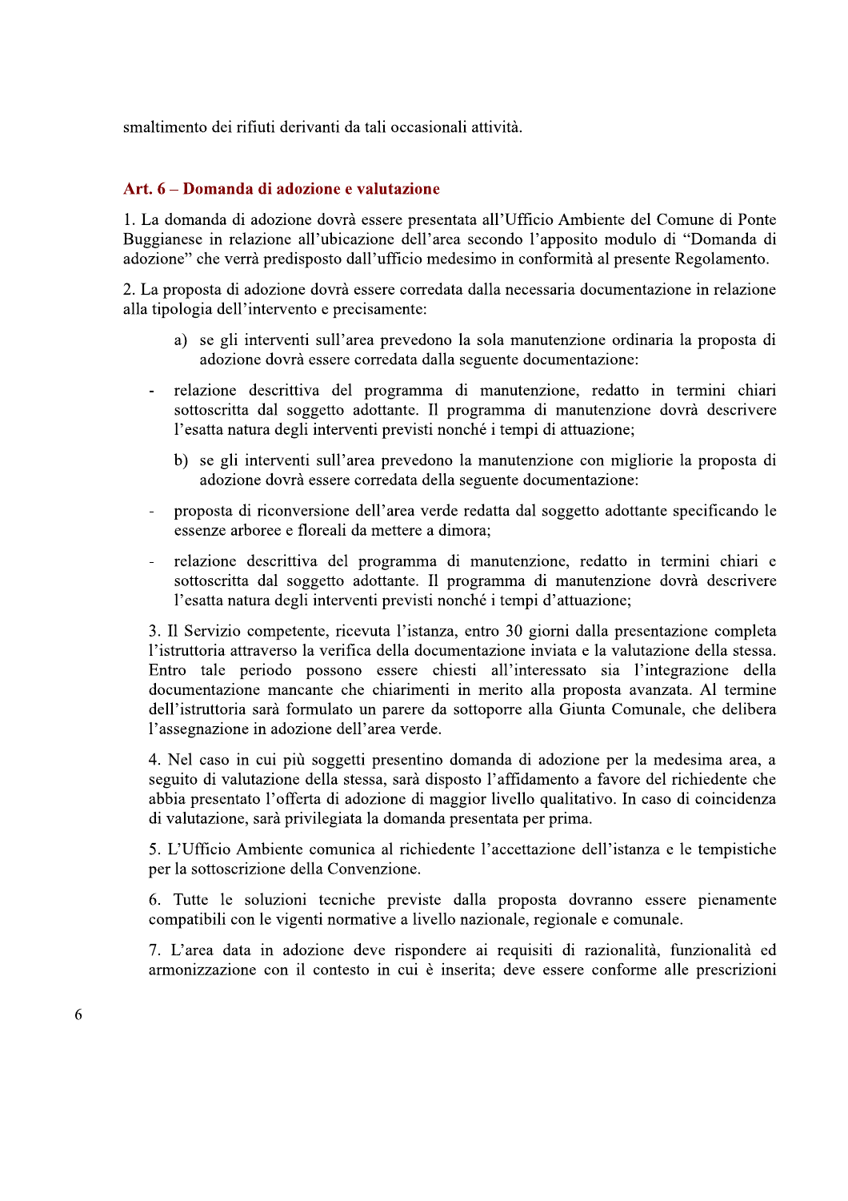smaltimento dei rifiuti derivanti da tali occasionali attività.

## Art. 6 – Domanda di adozione e valutazione

1. La domanda di adozione dovrà essere presentata all'Ufficio Ambiente del Comune di Ponte Buggianese in relazione all'ubicazione dell'area secondo l'apposito modulo di "Domanda di adozione" che verrà predisposto dall'ufficio medesimo in conformità al presente Regolamento.

2. La proposta di adozione dovrà essere corredata dalla necessaria documentazione in relazione alla tipologia dell'intervento e precisamente:

   a) se gli interventi sull'area prevedono la sola manutenzione ordinaria la proposta di adozione dovrà essere corredata dalla seguente documentazione:

   - relazione descrittiva del programma di manutenzione, redatto in termini chiari sottoscritta dal soggetto adottante. Il programma di manutenzione dovrà descrivere l'esatta natura degli interventi previsti nonché i tempi di attuazione;

   b) se gli interventi sull'area prevedono la manutenzione con migliorie la proposta di adozione dovrà essere corredata della seguente documentazione:

   - proposta di riconversione dell'area verde redatta dal soggetto adottante specificando le essenze arboree e floreali da mettere a dimora;
   - relazione descrittiva del programma di manutenzione, redatto in termini chiari e sottoscritta dal soggetto adottante. Il programma di manutenzione dovrà descrivere l'esatta natura degli interventi previsti nonché i tempi d'attuazione;

3. Il Servizio competente, ricevuta l'istanza, entro 30 giorni dalla presentazione completa l'istruttoria attraverso la verifica della documentazione inviata e la valutazione della stessa. Entro tale periodo possono essere chiesti all'interessato sia l'integrazione della documentazione mancante che chiarimenti in merito alla proposta avanzata. Al termine dell'istruttoria sarà formulato un parere da sottoporre alla Giunta Comunale, che delibera l'assegnazione in adozione dell'area verde.

4. Nel caso in cui più soggetti presentino domanda di adozione per la medesima area, a seguito di valutazione della stessa, sarà disposto l'affidamento a favore del richiedente che abbia presentato l'offerta di adozione di maggior livello qualitativo. In caso di coincidenza di valutazione, sarà privilegiata la domanda presentata per prima.

5. L'Ufficio Ambiente comunica al richiedente l'accettazione dell'istanza e le tempistiche per la sottoscrizione della Convenzione.

6. Tutte le soluzioni tecniche previste dalla proposta dovranno essere pienamente compatibili con le vigenti normative a livello nazionale, regionale e comunale.

7. L'area data in adozione deve rispondere ai requisiti di razionalità, funzionalità ed armonizzazione con il contesto in cui è inserita; deve essere conforme alle prescrizioni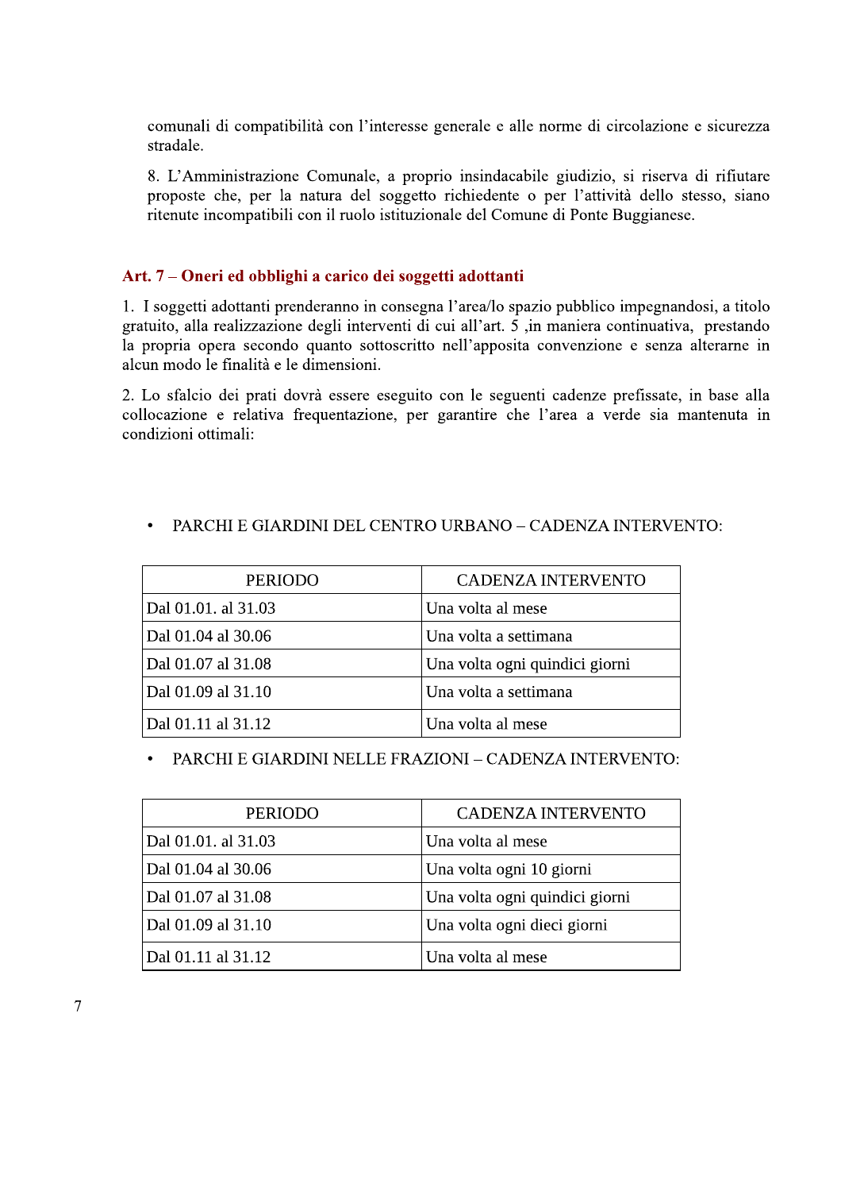comunali di compatibilità con l'interesse generale e alle norme di circolazione e sicurezza stradale.

8. L'Amministrazione Comunale, a proprio insindacabile giudizio, si riserva di rifiutare proposte che, per la natura del soggetto richiedente o per l'attività dello stesso, siano ritenute incompatibili con il ruolo istituzionale del Comune di Ponte Buggianese.

## Art. 7 – Oneri ed obblighi a carico dei soggetti adottanti

1. I soggetti adottanti prenderanno in consegna l'area/lo spazio pubblico impegnandosi, a titolo gratuito, alla realizzazione degli interventi di cui all'art. 5 ,in maniera continuativa, prestando la propria opera secondo quanto sottoscritto nell'apposita convenzione e senza alterarne in alcun modo le finalità e le dimensioni.

2. Lo sfalcio dei prati dovrà essere eseguito con le seguenti cadenze prefissate, in base alla collocazione e relativa frequentazione, per garantire che l'area a verde sia mantenuta in condizioni ottimali:

- PARCHI E GIARDINI DEL CENTRO URBANO – CADENZA INTERVENTO:

| PERIODO | CADENZA INTERVENTO |
|---|---|
| Dal 01.01. al 31.03 | Una volta al mese |
| Dal 01.04 al 30.06 | Una volta a settimana |
| Dal 01.07 al 31.08 | Una volta ogni quindici giorni |
| Dal 01.09 al 31.10 | Una volta a settimana |
| Dal 01.11 al 31.12 | Una volta al mese |

- PARCHI E GIARDINI NELLE FRAZIONI – CADENZA INTERVENTO:

| PERIODO | CADENZA INTERVENTO |
|---|---|
| Dal 01.01. al 31.03 | Una volta al mese |
| Dal 01.04 al 30.06 | Una volta ogni 10 giorni |
| Dal 01.07 al 31.08 | Una volta ogni quindici giorni |
| Dal 01.09 al 31.10 | Una volta ogni dieci giorni |
| Dal 01.11 al 31.12 | Una volta al mese |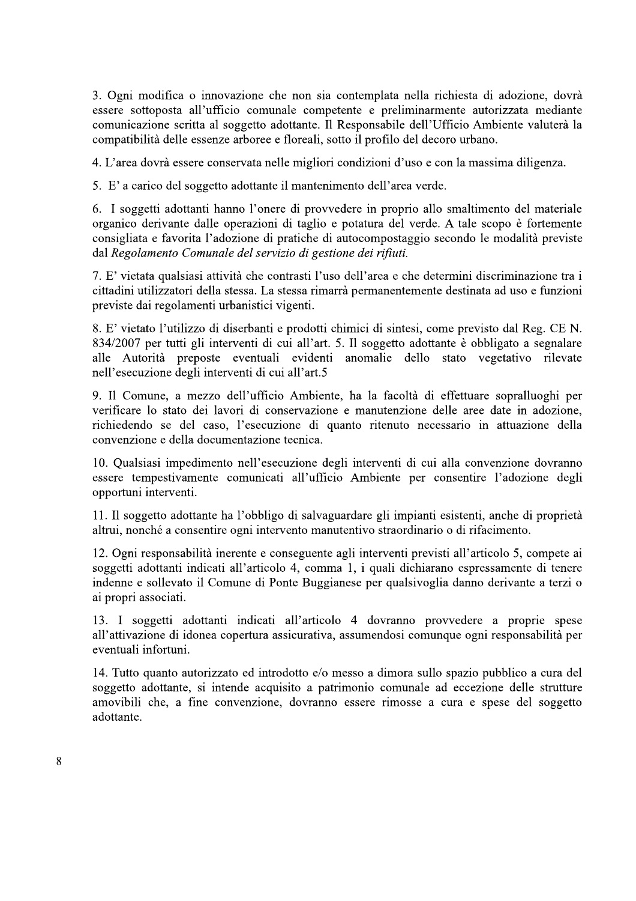3. Ogni modifica o innovazione che non sia contemplata nella richiesta di adozione, dovrà essere sottoposta all'ufficio comunale competente e preliminarmente autorizzata mediante comunicazione scritta al soggetto adottante. Il Responsabile dell'Ufficio Ambiente valuterà la compatibilità delle essenze arboree e floreali, sotto il profilo del decoro urbano.

4. L'area dovrà essere conservata nelle migliori condizioni d'uso e con la massima diligenza.

5. E' a carico del soggetto adottante il mantenimento dell'area verde.

6. I soggetti adottanti hanno l'onere di provvedere in proprio allo smaltimento del materiale organico derivante dalle operazioni di taglio e potatura del verde. A tale scopo è fortemente consigliata e favorita l'adozione di pratiche di autocompostaggio secondo le modalità previste dal *Regolamento Comunale del servizio di gestione dei rifiuti.*

7. E' vietata qualsiasi attività che contrasti l'uso dell'area e che determini discriminazione tra i cittadini utilizzatori della stessa. La stessa rimarrà permanentemente destinata ad uso e funzioni previste dai regolamenti urbanistici vigenti.

8. E' vietato l'utilizzo di diserbanti e prodotti chimici di sintesi, come previsto dal Reg. CE N. 834/2007 per tutti gli interventi di cui all'art. 5. Il soggetto adottante è obbligato a segnalare alle Autorità preposte eventuali evidenti anomalie dello stato vegetativo rilevate nell'esecuzione degli interventi di cui all'art.5

9. Il Comune, a mezzo dell'ufficio Ambiente, ha la facoltà di effettuare sopralluoghi per verificare lo stato dei lavori di conservazione e manutenzione delle aree date in adozione, richiedendo se del caso, l'esecuzione di quanto ritenuto necessario in attuazione della convenzione e della documentazione tecnica.

10. Qualsiasi impedimento nell'esecuzione degli interventi di cui alla convenzione dovranno essere tempestivamente comunicati all'ufficio Ambiente per consentire l'adozione degli opportuni interventi.

11. Il soggetto adottante ha l'obbligo di salvaguardare gli impianti esistenti, anche di proprietà altrui, nonché a consentire ogni intervento manutentivo straordinario o di rifacimento.

12. Ogni responsabilità inerente e conseguente agli interventi previsti all'articolo 5, compete ai soggetti adottanti indicati all'articolo 4, comma 1, i quali dichiarano espressamente di tenere indenne e sollevato il Comune di Ponte Buggianese per qualsivoglia danno derivante a terzi o ai propri associati.

13. I soggetti adottanti indicati all'articolo 4 dovranno provvedere a proprie spese all'attivazione di idonea copertura assicurativa, assumendosi comunque ogni responsabilità per eventuali infortuni.

14. Tutto quanto autorizzato ed introdotto e/o messo a dimora sullo spazio pubblico a cura del soggetto adottante, si intende acquisito a patrimonio comunale ad eccezione delle strutture amovibili che, a fine convenzione, dovranno essere rimosse a cura e spese del soggetto adottante.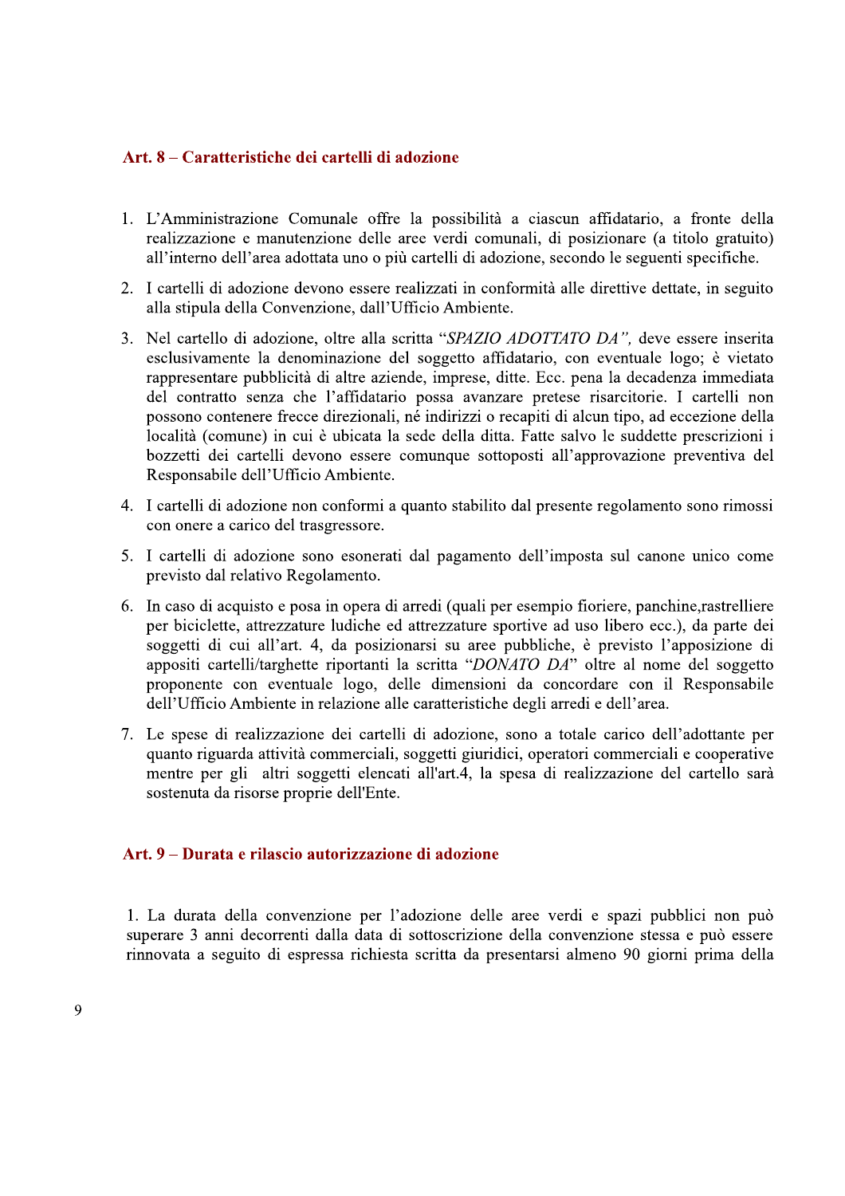## Art. 8 – Caratteristiche dei cartelli di adozione

1. L'Amministrazione Comunale offre la possibilità a ciascun affidatario, a fronte della realizzazione e manutenzione delle aree verdi comunali, di posizionare (a titolo gratuito) all'interno dell'area adottata uno o più cartelli di adozione, secondo le seguenti specifiche.
2. I cartelli di adozione devono essere realizzati in conformità alle direttive dettate, in seguito alla stipula della Convenzione, dall'Ufficio Ambiente.
3. Nel cartello di adozione, oltre alla scritta "*SPAZIO ADOTTATO DA",* deve essere inserita esclusivamente la denominazione del soggetto affidatario, con eventuale logo; è vietato rappresentare pubblicità di altre aziende, imprese, ditte. Ecc. pena la decadenza immediata del contratto senza che l'affidatario possa avanzare pretese risarcitorie. I cartelli non possono contenere frecce direzionali, né indirizzi o recapiti di alcun tipo, ad eccezione della località (comune) in cui è ubicata la sede della ditta. Fatte salvo le suddette prescrizioni i bozzetti dei cartelli devono essere comunque sottoposti all'approvazione preventiva del Responsabile dell'Ufficio Ambiente.
4. I cartelli di adozione non conformi a quanto stabilito dal presente regolamento sono rimossi con onere a carico del trasgressore.
5. I cartelli di adozione sono esonerati dal pagamento dell'imposta sul canone unico come previsto dal relativo Regolamento.
6. In caso di acquisto e posa in opera di arredi (quali per esempio fioriere, panchine,rastrelliere per biciclette, attrezzature ludiche ed attrezzature sportive ad uso libero ecc.), da parte dei soggetti di cui all'art. 4, da posizionarsi su aree pubbliche, è previsto l'apposizione di appositi cartelli/targhette riportanti la scritta "*DONATO DA*" oltre al nome del soggetto proponente con eventuale logo, delle dimensioni da concordare con il Responsabile dell'Ufficio Ambiente in relazione alle caratteristiche degli arredi e dell'area.
7. Le spese di realizzazione dei cartelli di adozione, sono a totale carico dell'adottante per quanto riguarda attività commerciali, soggetti giuridici, operatori commerciali e cooperative mentre per gli altri soggetti elencati all'art.4, la spesa di realizzazione del cartello sarà sostenuta da risorse proprie dell'Ente.

## Art. 9 – Durata e rilascio autorizzazione di adozione

1. La durata della convenzione per l'adozione delle aree verdi e spazi pubblici non può superare 3 anni decorrenti dalla data di sottoscrizione della convenzione stessa e può essere rinnovata a seguito di espressa richiesta scritta da presentarsi almeno 90 giorni prima della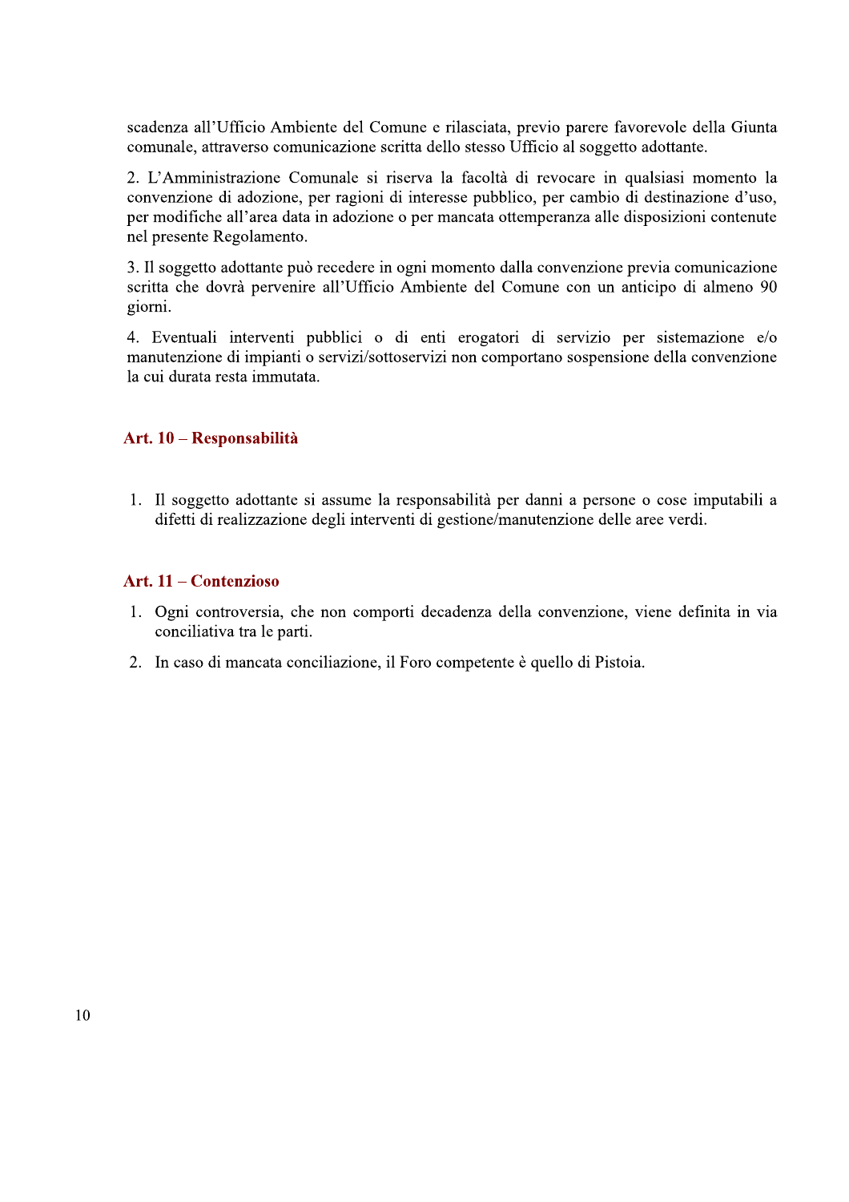scadenza all'Ufficio Ambiente del Comune e rilasciata, previo parere favorevole della Giunta comunale, attraverso comunicazione scritta dello stesso Ufficio al soggetto adottante.

2. L'Amministrazione Comunale si riserva la facoltà di revocare in qualsiasi momento la convenzione di adozione, per ragioni di interesse pubblico, per cambio di destinazione d'uso, per modifiche all'area data in adozione o per mancata ottemperanza alle disposizioni contenute nel presente Regolamento.

3. Il soggetto adottante può recedere in ogni momento dalla convenzione previa comunicazione scritta che dovrà pervenire all'Ufficio Ambiente del Comune con un anticipo di almeno 90 giorni.

4. Eventuali interventi pubblici o di enti erogatori di servizio per sistemazione e/o manutenzione di impianti o servizi/sottoservizi non comportano sospensione della convenzione la cui durata resta immutata.

### Art. 10 – Responsabilità

1. Il soggetto adottante si assume la responsabilità per danni a persone o cose imputabili a difetti di realizzazione degli interventi di gestione/manutenzione delle aree verdi.

### Art. 11 – Contenzioso

1. Ogni controversia, che non comporti decadenza della convenzione, viene definita in via conciliativa tra le parti.
2. In caso di mancata conciliazione, il Foro competente è quello di Pistoia.